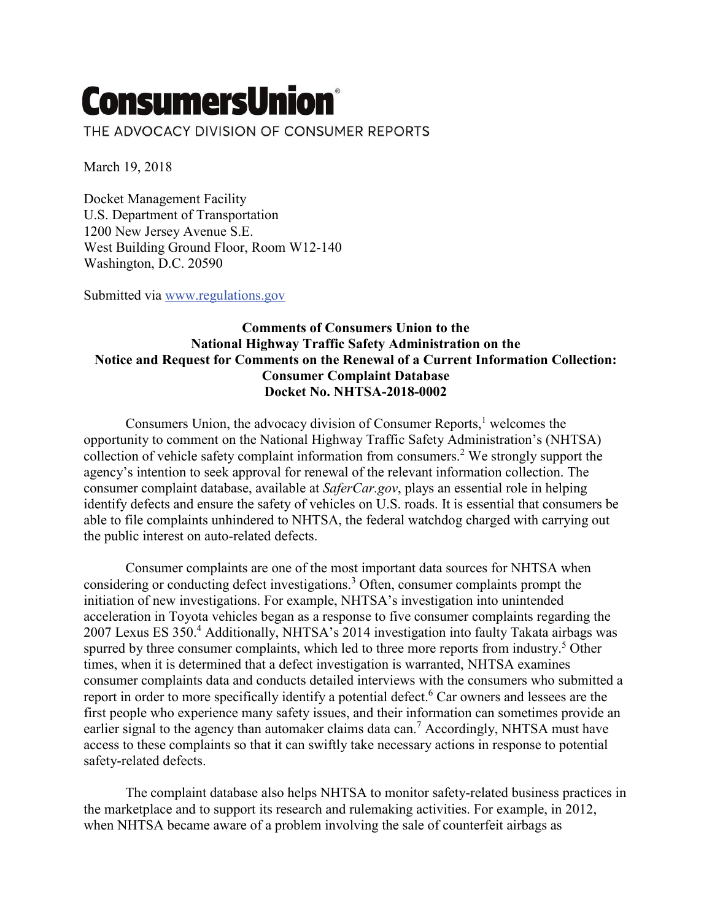# ConsumersUnion®

THE ADVOCACY DIVISION OF CONSUMER REPORTS

March 19, 2018

Docket Management Facility
U.S. Department of Transportation
1200 New Jersey Avenue S.E.
West Building Ground Floor, Room W12-140
Washington, D.C. 20590

Submitted via www.regulations.gov

**Comments of Consumers Union to the**
**National Highway Traffic Safety Administration on the**
**Notice and Request for Comments on the Renewal of a Current Information Collection:**
**Consumer Complaint Database**
**Docket No. NHTSA-2018-0002**

Consumers Union, the advocacy division of Consumer Reports,[1] welcomes the opportunity to comment on the National Highway Traffic Safety Administration's (NHTSA) collection of vehicle safety complaint information from consumers.[2] We strongly support the agency's intention to seek approval for renewal of the relevant information collection. The consumer complaint database, available at *SaferCar.gov*, plays an essential role in helping identify defects and ensure the safety of vehicles on U.S. roads. It is essential that consumers be able to file complaints unhindered to NHTSA, the federal watchdog charged with carrying out the public interest on auto-related defects.

Consumer complaints are one of the most important data sources for NHTSA when considering or conducting defect investigations.[3] Often, consumer complaints prompt the initiation of new investigations. For example, NHTSA's investigation into unintended acceleration in Toyota vehicles began as a response to five consumer complaints regarding the 2007 Lexus ES 350.[4] Additionally, NHTSA's 2014 investigation into faulty Takata airbags was spurred by three consumer complaints, which led to three more reports from industry.[5] Other times, when it is determined that a defect investigation is warranted, NHTSA examines consumer complaints data and conducts detailed interviews with the consumers who submitted a report in order to more specifically identify a potential defect.[6] Car owners and lessees are the first people who experience many safety issues, and their information can sometimes provide an earlier signal to the agency than automaker claims data can.[7] Accordingly, NHTSA must have access to these complaints so that it can swiftly take necessary actions in response to potential safety-related defects.

The complaint database also helps NHTSA to monitor safety-related business practices in the marketplace and to support its research and rulemaking activities. For example, in 2012, when NHTSA became aware of a problem involving the sale of counterfeit airbags as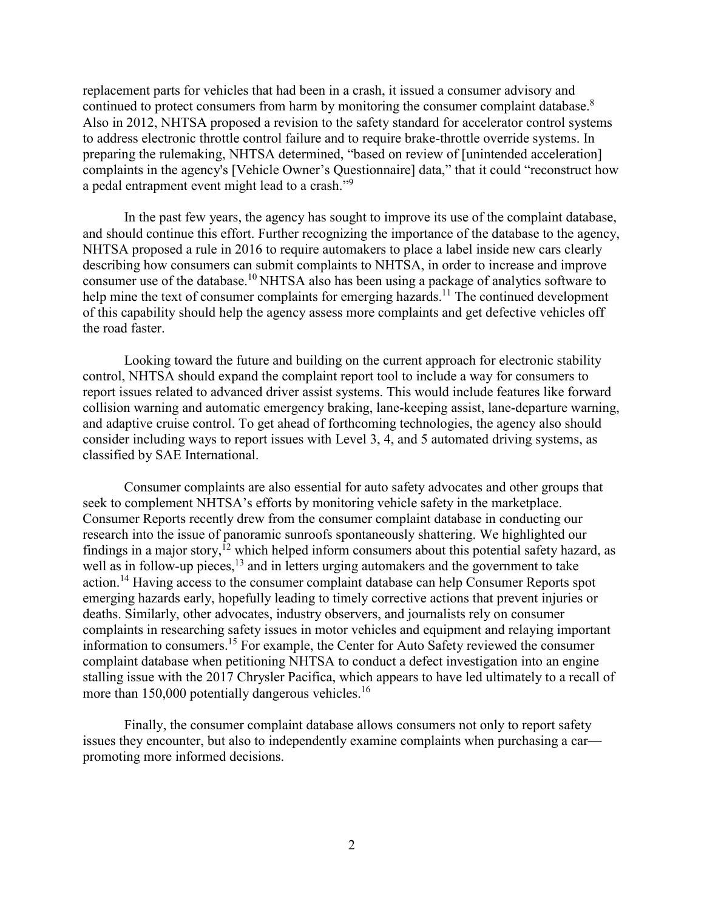replacement parts for vehicles that had been in a crash, it issued a consumer advisory and continued to protect consumers from harm by monitoring the consumer complaint database.[8] Also in 2012, NHTSA proposed a revision to the safety standard for accelerator control systems to address electronic throttle control failure and to require brake-throttle override systems. In preparing the rulemaking, NHTSA determined, "based on review of [unintended acceleration] complaints in the agency's [Vehicle Owner's Questionnaire] data," that it could "reconstruct how a pedal entrapment event might lead to a crash."[9]

In the past few years, the agency has sought to improve its use of the complaint database, and should continue this effort. Further recognizing the importance of the database to the agency, NHTSA proposed a rule in 2016 to require automakers to place a label inside new cars clearly describing how consumers can submit complaints to NHTSA, in order to increase and improve consumer use of the database.[10] NHTSA also has been using a package of analytics software to help mine the text of consumer complaints for emerging hazards.[11] The continued development of this capability should help the agency assess more complaints and get defective vehicles off the road faster.

Looking toward the future and building on the current approach for electronic stability control, NHTSA should expand the complaint report tool to include a way for consumers to report issues related to advanced driver assist systems. This would include features like forward collision warning and automatic emergency braking, lane-keeping assist, lane-departure warning, and adaptive cruise control. To get ahead of forthcoming technologies, the agency also should consider including ways to report issues with Level 3, 4, and 5 automated driving systems, as classified by SAE International.

Consumer complaints are also essential for auto safety advocates and other groups that seek to complement NHTSA's efforts by monitoring vehicle safety in the marketplace. Consumer Reports recently drew from the consumer complaint database in conducting our research into the issue of panoramic sunroofs spontaneously shattering. We highlighted our findings in a major story,[12] which helped inform consumers about this potential safety hazard, as well as in follow-up pieces,[13] and in letters urging automakers and the government to take action.[14] Having access to the consumer complaint database can help Consumer Reports spot emerging hazards early, hopefully leading to timely corrective actions that prevent injuries or deaths. Similarly, other advocates, industry observers, and journalists rely on consumer complaints in researching safety issues in motor vehicles and equipment and relaying important information to consumers.[15] For example, the Center for Auto Safety reviewed the consumer complaint database when petitioning NHTSA to conduct a defect investigation into an engine stalling issue with the 2017 Chrysler Pacifica, which appears to have led ultimately to a recall of more than 150,000 potentially dangerous vehicles.[16]

Finally, the consumer complaint database allows consumers not only to report safety issues they encounter, but also to independently examine complaints when purchasing a car—promoting more informed decisions.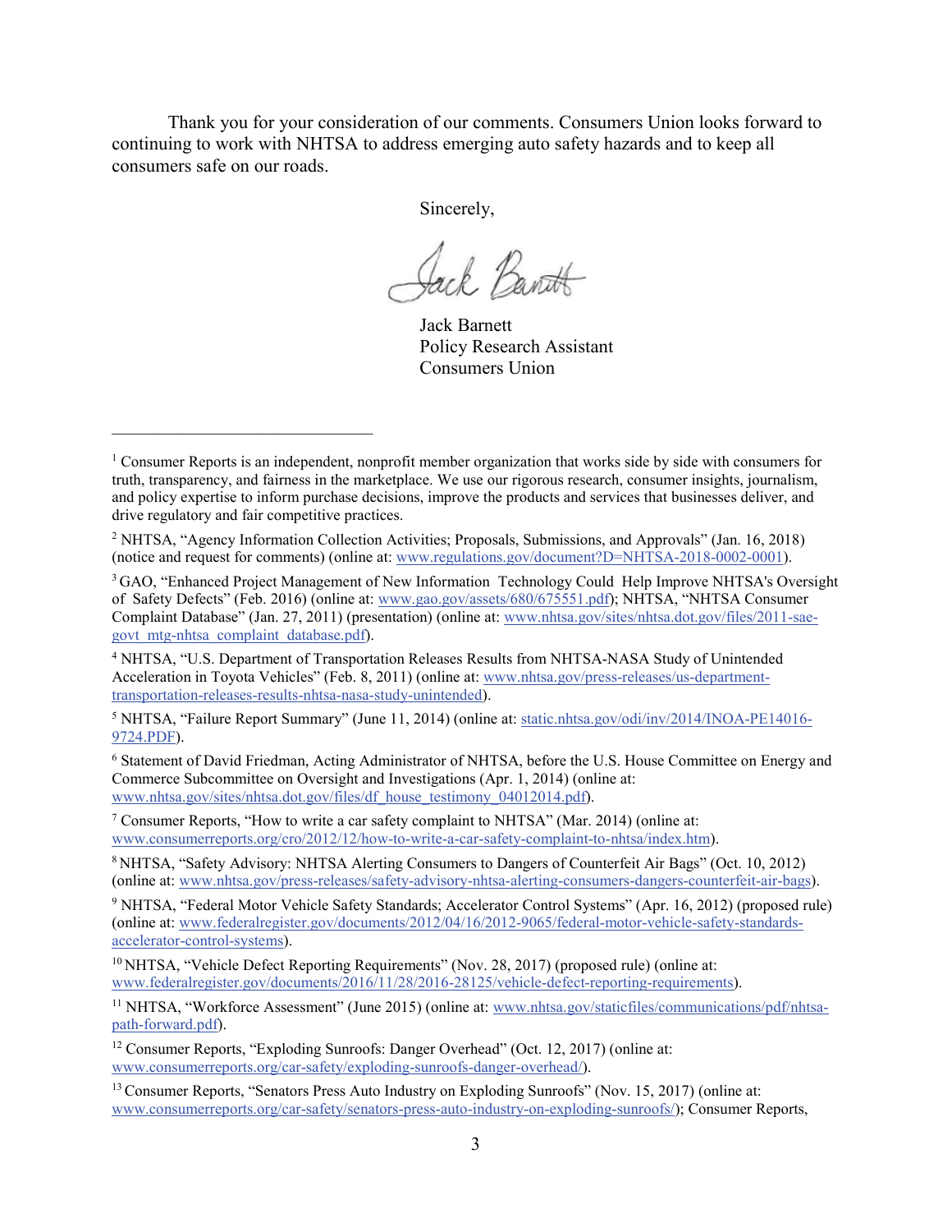Thank you for your consideration of our comments. Consumers Union looks forward to continuing to work with NHTSA to address emerging auto safety hazards and to keep all consumers safe on our roads.

Sincerely,

Jack Barnett

Jack Barnett
Policy Research Assistant
Consumers Union

---

[1] Consumer Reports is an independent, nonprofit member organization that works side by side with consumers for truth, transparency, and fairness in the marketplace. We use our rigorous research, consumer insights, journalism, and policy expertise to inform purchase decisions, improve the products and services that businesses deliver, and drive regulatory and fair competitive practices.

[2] NHTSA, "Agency Information Collection Activities; Proposals, Submissions, and Approvals" (Jan. 16, 2018) (notice and request for comments) (online at: www.regulations.gov/document?D=NHTSA-2018-0002-0001).

[3] GAO, "Enhanced Project Management of New Information Technology Could Help Improve NHTSA's Oversight of Safety Defects" (Feb. 2016) (online at: www.gao.gov/assets/680/675551.pdf); NHTSA, "NHTSA Consumer Complaint Database" (Jan. 27, 2011) (presentation) (online at: www.nhtsa.gov/sites/nhtsa.dot.gov/files/2011-sae-govt_mtg-nhtsa_complaint_database.pdf).

[4] NHTSA, "U.S. Department of Transportation Releases Results from NHTSA-NASA Study of Unintended Acceleration in Toyota Vehicles" (Feb. 8, 2011) (online at: www.nhtsa.gov/press-releases/us-department-transportation-releases-results-nhtsa-nasa-study-unintended).

[5] NHTSA, "Failure Report Summary" (June 11, 2014) (online at: static.nhtsa.gov/odi/inv/2014/INOA-PE14016-9724.PDF).

[6] Statement of David Friedman, Acting Administrator of NHTSA, before the U.S. House Committee on Energy and Commerce Subcommittee on Oversight and Investigations (Apr. 1, 2014) (online at: www.nhtsa.gov/sites/nhtsa.dot.gov/files/df_house_testimony_04012014.pdf).

[7] Consumer Reports, "How to write a car safety complaint to NHTSA" (Mar. 2014) (online at: www.consumerreports.org/cro/2012/12/how-to-write-a-car-safety-complaint-to-nhtsa/index.htm).

[8] NHTSA, "Safety Advisory: NHTSA Alerting Consumers to Dangers of Counterfeit Air Bags" (Oct. 10, 2012) (online at: www.nhtsa.gov/press-releases/safety-advisory-nhtsa-alerting-consumers-dangers-counterfeit-air-bags).

[9] NHTSA, "Federal Motor Vehicle Safety Standards; Accelerator Control Systems" (Apr. 16, 2012) (proposed rule) (online at: www.federalregister.gov/documents/2012/04/16/2012-9065/federal-motor-vehicle-safety-standards-accelerator-control-systems).

[10] NHTSA, "Vehicle Defect Reporting Requirements" (Nov. 28, 2017) (proposed rule) (online at: www.federalregister.gov/documents/2016/11/28/2016-28125/vehicle-defect-reporting-requirements).

[11] NHTSA, "Workforce Assessment" (June 2015) (online at: www.nhtsa.gov/staticfiles/communications/pdf/nhtsa-path-forward.pdf).

[12] Consumer Reports, "Exploding Sunroofs: Danger Overhead" (Oct. 12, 2017) (online at: www.consumerreports.org/car-safety/exploding-sunroofs-danger-overhead/).

[13] Consumer Reports, "Senators Press Auto Industry on Exploding Sunroofs" (Nov. 15, 2017) (online at: www.consumerreports.org/car-safety/senators-press-auto-industry-on-exploding-sunroofs/); Consumer Reports,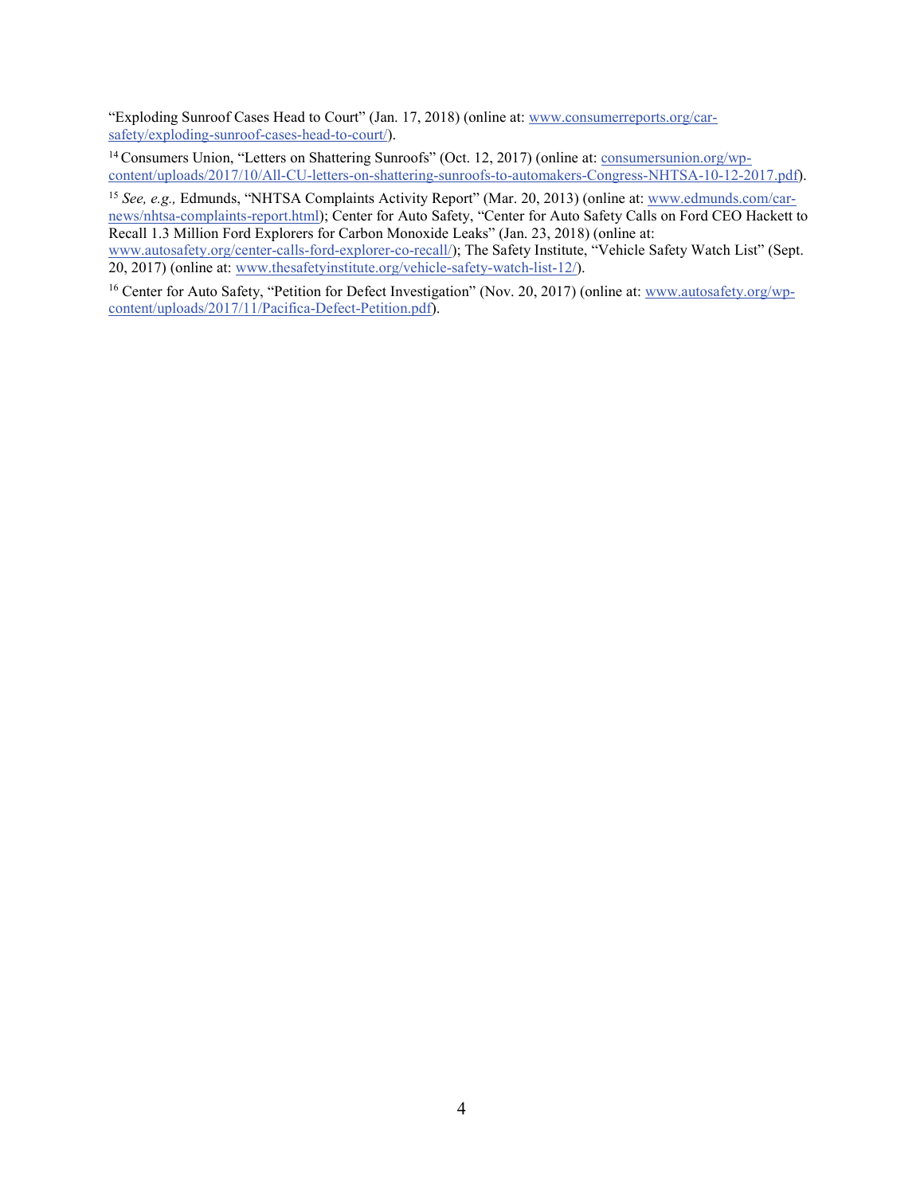"Exploding Sunroof Cases Head to Court" (Jan. 17, 2018) (online at: www.consumerreports.org/car-safety/exploding-sunroof-cases-head-to-court/).

[14] Consumers Union, "Letters on Shattering Sunroofs" (Oct. 12, 2017) (online at: consumersunion.org/wp-content/uploads/2017/10/All-CU-letters-on-shattering-sunroofs-to-automakers-Congress-NHTSA-10-12-2017.pdf).

[15] *See, e.g.,* Edmunds, "NHTSA Complaints Activity Report" (Mar. 20, 2013) (online at: www.edmunds.com/car-news/nhtsa-complaints-report.html); Center for Auto Safety, "Center for Auto Safety Calls on Ford CEO Hackett to Recall 1.3 Million Ford Explorers for Carbon Monoxide Leaks" (Jan. 23, 2018) (online at: www.autosafety.org/center-calls-ford-explorer-co-recall/); The Safety Institute, "Vehicle Safety Watch List" (Sept. 20, 2017) (online at: www.thesafetyinstitute.org/vehicle-safety-watch-list-12/).

[16] Center for Auto Safety, "Petition for Defect Investigation" (Nov. 20, 2017) (online at: www.autosafety.org/wp-content/uploads/2017/11/Pacifica-Defect-Petition.pdf).